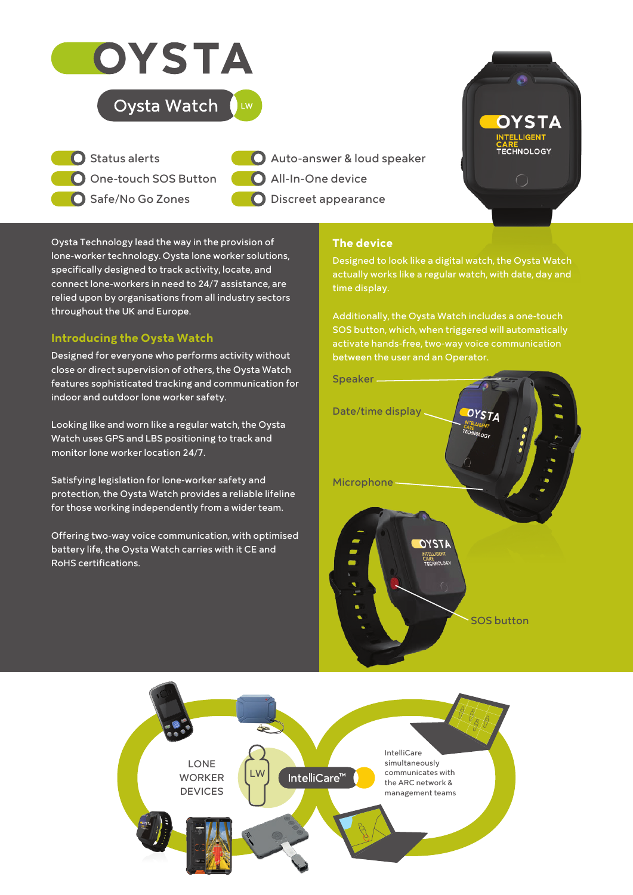# OYSTA

## Oysta Watch

- Status alerts
- One-touch SOS Button
- Safe/No Go Zones
- Auto-answer & loud speaker
- All-In-One device
- Discreet appearance

Oysta Technology lead the way in the provision of lone-worker technology. Oysta lone worker solutions, specifically designed to track activity, locate, and connect lone-workers in need to 24/7 assistance, are relied upon by organisations from all industry sectors throughout the UK and Europe.

### Introducing the Oysta Watch

Designed for everyone who performs activity without close or direct supervision of others, the Oysta Watch features sophisticated tracking and communication for indoor and outdoor lone worker safety.

Looking like and worn like a regular watch, the Oysta Watch uses GPS and LBS positioning to track and monitor lone worker location 24/7.

Satisfying legislation for lone-worker safety and protection, the Oysta Watch provides a reliable lifeline for those working independently from a wider team.

Offering two-way voice communication, with optimised battery life, the Oysta Watch carries with it CE and RoHS certifications.

### The device

Designed to look like a digital watch, the Oysta Watch actually works like a regular watch, with date, day and time display.

Additionally, the Oysta Watch includes a one-touch SOS button, which, when triggered will automatically activate hands-free, two-way voice communication between the user and an Operator.

Speaker

Date/time display

Microphone

SOS button

LONE WORKER DEVICES

LW

IntelliCare™

IntelliCare simultaneously communicates with the ARC network & management teams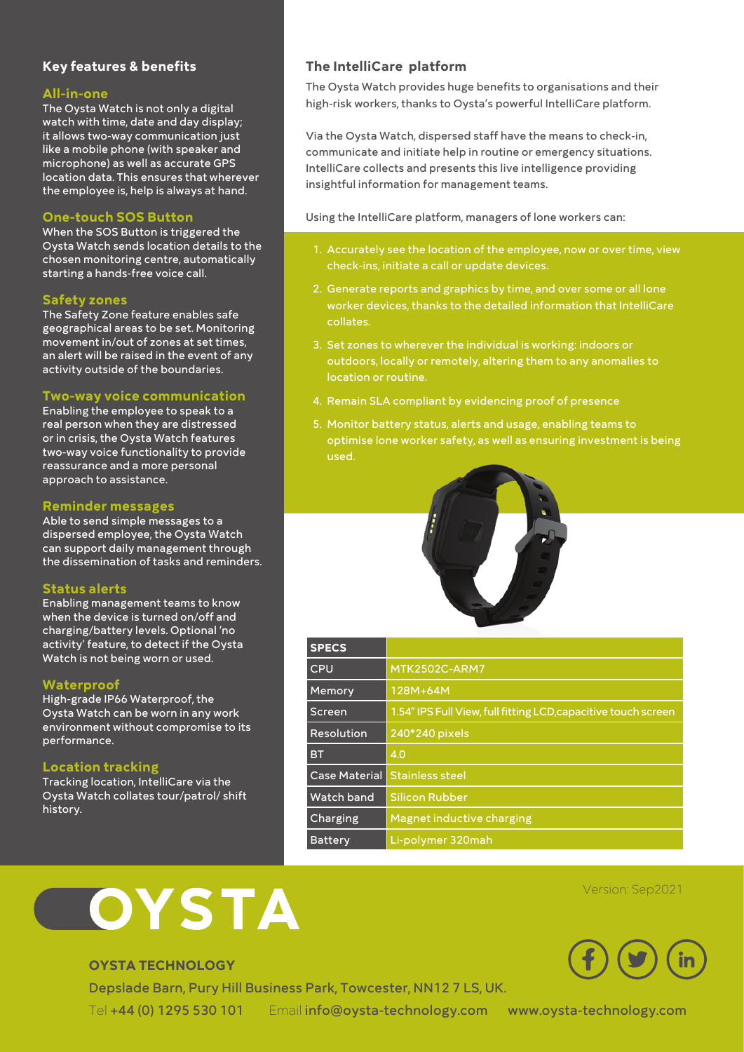## Key features & benefits

### All-in-one

The Oysta Watch is not only a digital watch with time, date and day display; it allows two-way communication just like a mobile phone (with speaker and microphone) as well as accurate GPS location data. This ensures that wherever the employee is, help is always at hand.

### One-touch SOS Button

When the SOS Button is triggered the Oysta Watch sends location details to the chosen monitoring centre, automatically starting a hands-free voice call.

### Safety zones

The Safety Zone feature enables safe geographical areas to be set. Monitoring movement in/out of zones at set times, an alert will be raised in the event of any activity outside of the boundaries.

### Two-way voice communication

Enabling the employee to speak to a real person when they are distressed or in crisis, the Oysta Watch features two-way voice functionality to provide reassurance and a more personal approach to assistance.

### Reminder messages

Able to send simple messages to a dispersed employee, the Oysta Watch can support daily management through the dissemination of tasks and reminders.

### Status alerts

Enabling management teams to know when the device is turned on/off and charging/battery levels. Optional 'no activity' feature, to detect if the Oysta Watch is not being worn or used.

### Waterproof

High-grade IP66 Waterproof, the Oysta Watch can be worn in any work environment without compromise to its performance.

### Location tracking

Tracking location, IntelliCare via the Oysta Watch collates tour/patrol/ shift history.

## The IntelliCare platform

The Oysta Watch provides huge benefits to organisations and their high-risk workers, thanks to Oysta's powerful IntelliCare platform.

Via the Oysta Watch, dispersed staff have the means to check-in, communicate and initiate help in routine or emergency situations. IntelliCare collects and presents this live intelligence providing insightful information for management teams.

Using the IntelliCare platform, managers of lone workers can:

1. Accurately see the location of the employee, now or over time, view check-ins, initiate a call or update devices.
2. Generate reports and graphics by time, and over some or all lone worker devices, thanks to the detailed information that IntelliCare collates.
3. Set zones to wherever the individual is working: indoors or outdoors, locally or remotely, altering them to any anomalies to location or routine.
4. Remain SLA compliant by evidencing proof of presence
5. Monitor battery status, alerts and usage, enabling teams to optimise lone worker safety, as well as ensuring investment is being used.

| SPECS | |
|---|---|
| CPU | MTK2502C-ARM7 |
| Memory | 128M+64M |
| Screen | 1.54" IPS Full View, full fitting LCD,capacitive touch screen |
| Resolution | 240*240 pixels |
| BT | 4.0 |
| Case Material | Stainless steel |
| Watch band | Silicon Rubber |
| Charging | Magnet inductive charging |
| Battery | Li-polymer 320mah |

OYSTA

Version: Sep2021

**OYSTA TECHNOLOGY**

Depslade Barn, Pury Hill Business Park, Towcester, NN12 7 LS, UK.

Tel +44 (0) 1295 530 101 Email info@oysta-technology.com www.oysta-technology.com